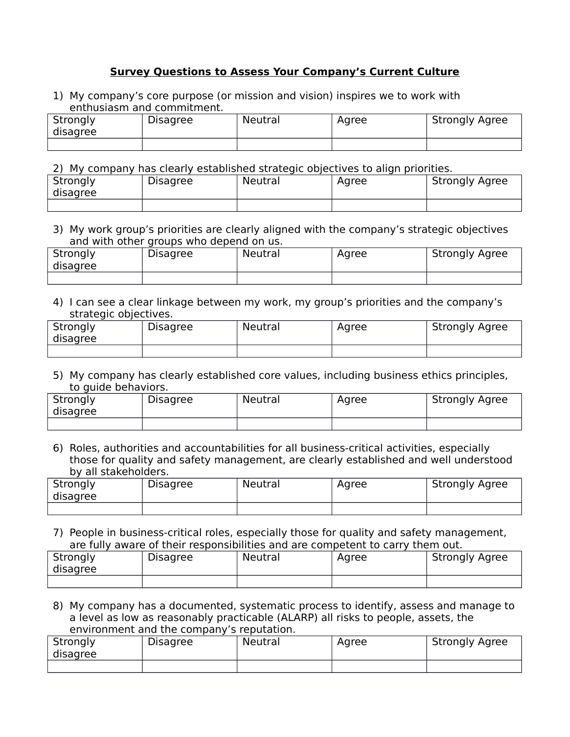**Survey Questions to Assess Your Company's Current Culture**

1) My company's core purpose (or mission and vision) inspires we to work with enthusiasm and commitment.

| Strongly disagree | Disagree | Neutral | Agree | Strongly Agree |
|---|---|---|---|---|
| | | | | |

2) My company has clearly established strategic objectives to align priorities.

| Strongly disagree | Disagree | Neutral | Agree | Strongly Agree |
|---|---|---|---|---|
| | | | | |

3) My work group's priorities are clearly aligned with the company's strategic objectives and with other groups who depend on us.

| Strongly disagree | Disagree | Neutral | Agree | Strongly Agree |
|---|---|---|---|---|
| | | | | |

4) I can see a clear linkage between my work, my group's priorities and the company's strategic objectives.

| Strongly disagree | Disagree | Neutral | Agree | Strongly Agree |
|---|---|---|---|---|
| | | | | |

5) My company has clearly established core values, including business ethics principles, to guide behaviors.

| Strongly disagree | Disagree | Neutral | Agree | Strongly Agree |
|---|---|---|---|---|
| | | | | |

6) Roles, authorities and accountabilities for all business-critical activities, especially those for quality and safety management, are clearly established and well understood by all stakeholders.

| Strongly disagree | Disagree | Neutral | Agree | Strongly Agree |
|---|---|---|---|---|
| | | | | |

7) People in business-critical roles, especially those for quality and safety management, are fully aware of their responsibilities and are competent to carry them out.

| Strongly disagree | Disagree | Neutral | Agree | Strongly Agree |
|---|---|---|---|---|
| | | | | |

8) My company has a documented, systematic process to identify, assess and manage to a level as low as reasonably practicable (ALARP) all risks to people, assets, the environment and the company's reputation.

| Strongly disagree | Disagree | Neutral | Agree | Strongly Agree |
|---|---|---|---|---|
| | | | | |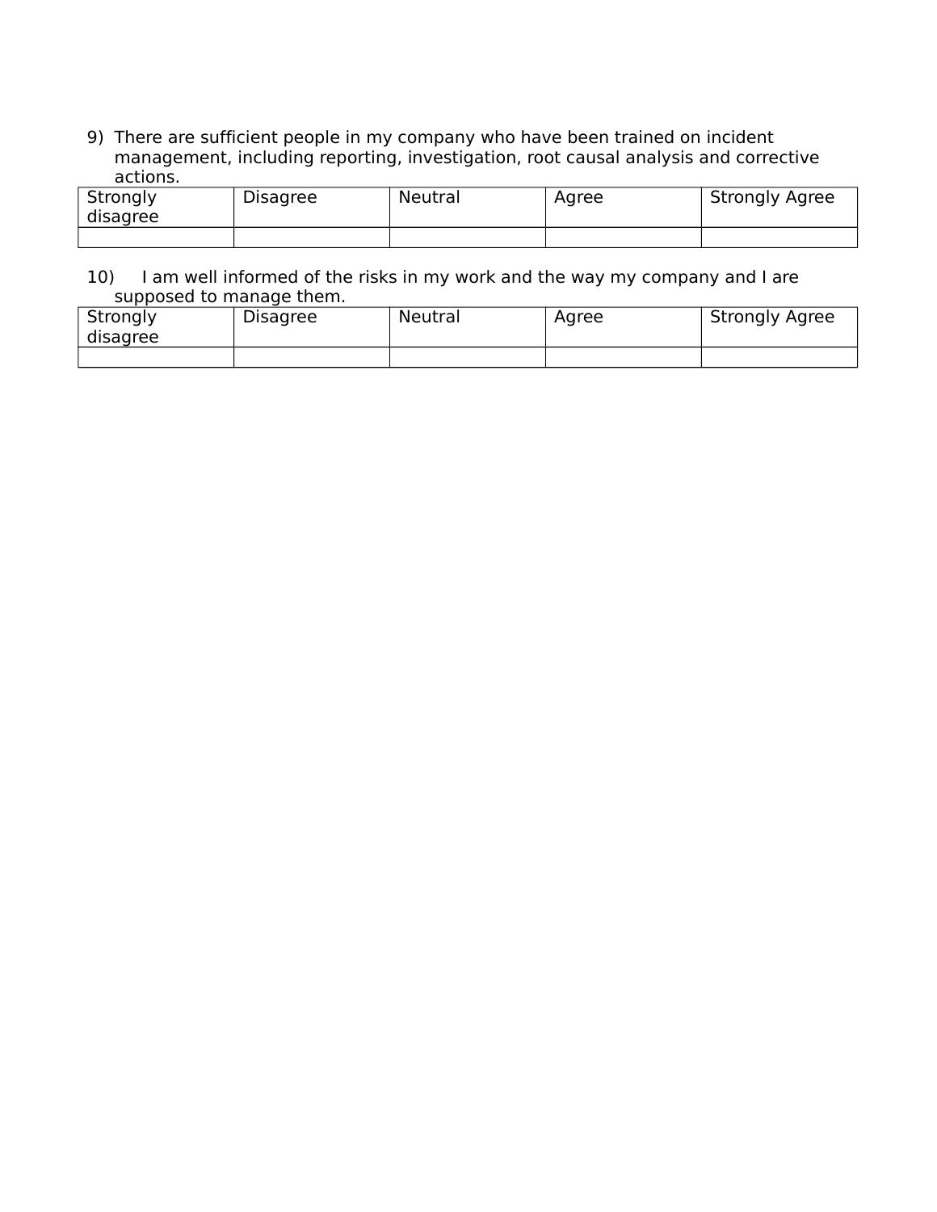9) There are sufficient people in my company who have been trained on incident management, including reporting, investigation, root causal analysis and corrective actions.

| Strongly disagree | Disagree | Neutral | Agree | Strongly Agree |
|---|---|---|---|---|
| | | | | |

10) I am well informed of the risks in my work and the way my company and I are supposed to manage them.

| Strongly disagree | Disagree | Neutral | Agree | Strongly Agree |
|---|---|---|---|---|
| | | | | |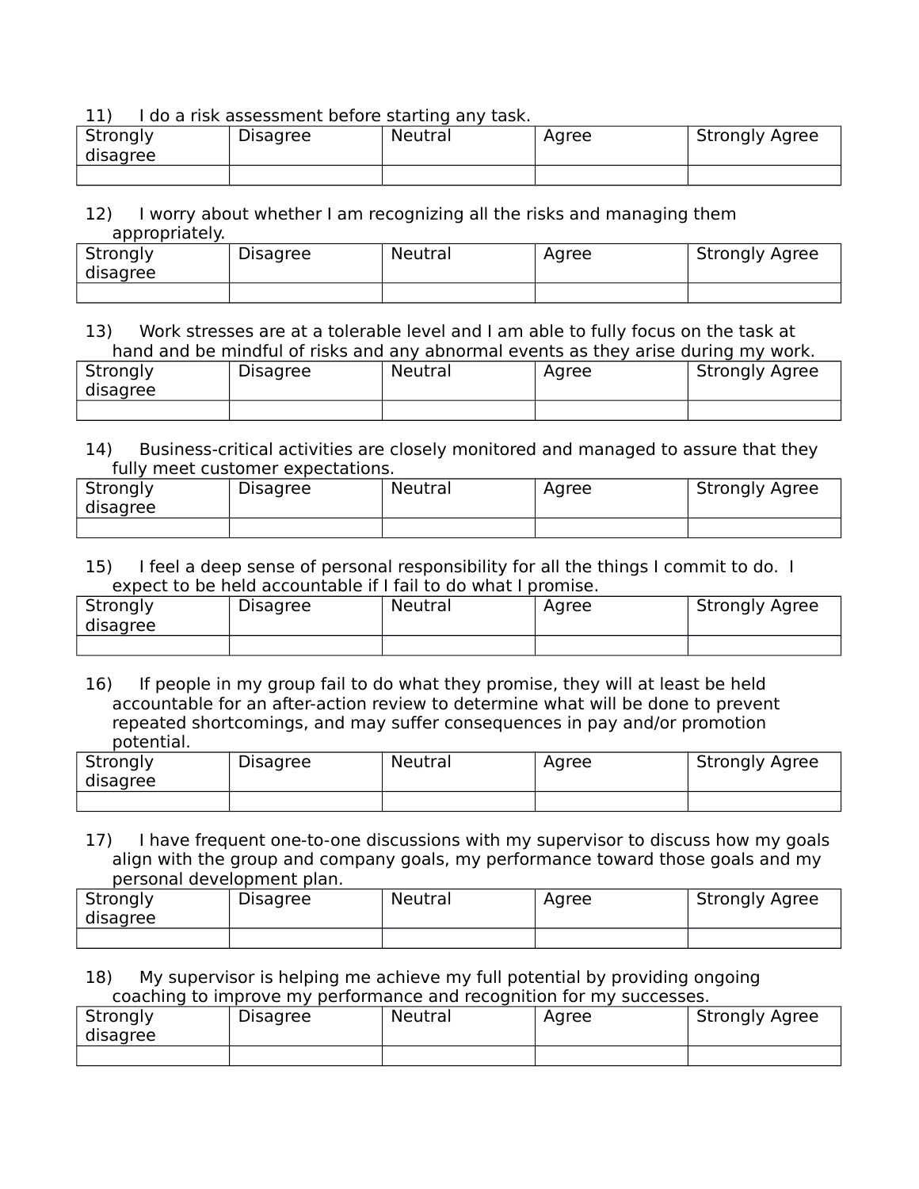11) I do a risk assessment before starting any task.

| Strongly disagree | Disagree | Neutral | Agree | Strongly Agree |
|---|---|---|---|---|
| | | | | |

12) I worry about whether I am recognizing all the risks and managing them appropriately.

| Strongly disagree | Disagree | Neutral | Agree | Strongly Agree |
|---|---|---|---|---|
| | | | | |

13) Work stresses are at a tolerable level and I am able to fully focus on the task at hand and be mindful of risks and any abnormal events as they arise during my work.

| Strongly disagree | Disagree | Neutral | Agree | Strongly Agree |
|---|---|---|---|---|
| | | | | |

14) Business-critical activities are closely monitored and managed to assure that they fully meet customer expectations.

| Strongly disagree | Disagree | Neutral | Agree | Strongly Agree |
|---|---|---|---|---|
| | | | | |

15) I feel a deep sense of personal responsibility for all the things I commit to do. I expect to be held accountable if I fail to do what I promise.

| Strongly disagree | Disagree | Neutral | Agree | Strongly Agree |
|---|---|---|---|---|
| | | | | |

16) If people in my group fail to do what they promise, they will at least be held accountable for an after-action review to determine what will be done to prevent repeated shortcomings, and may suffer consequences in pay and/or promotion potential.

| Strongly disagree | Disagree | Neutral | Agree | Strongly Agree |
|---|---|---|---|---|
| | | | | |

17) I have frequent one-to-one discussions with my supervisor to discuss how my goals align with the group and company goals, my performance toward those goals and my personal development plan.

| Strongly disagree | Disagree | Neutral | Agree | Strongly Agree |
|---|---|---|---|---|
| | | | | |

18) My supervisor is helping me achieve my full potential by providing ongoing coaching to improve my performance and recognition for my successes.

| Strongly disagree | Disagree | Neutral | Agree | Strongly Agree |
|---|---|---|---|---|
| | | | | |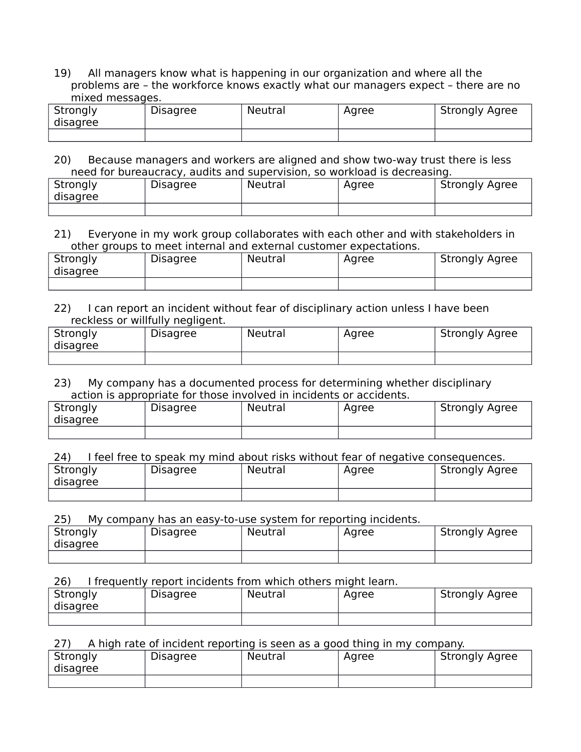19) All managers know what is happening in our organization and where all the problems are – the workforce knows exactly what our managers expect – there are no mixed messages.

| Strongly disagree | Disagree | Neutral | Agree | Strongly Agree |
|---|---|---|---|---|
| | | | | |

20) Because managers and workers are aligned and show two-way trust there is less need for bureaucracy, audits and supervision, so workload is decreasing.

| Strongly disagree | Disagree | Neutral | Agree | Strongly Agree |
|---|---|---|---|---|
| | | | | |

21) Everyone in my work group collaborates with each other and with stakeholders in other groups to meet internal and external customer expectations.

| Strongly disagree | Disagree | Neutral | Agree | Strongly Agree |
|---|---|---|---|---|
| | | | | |

22) I can report an incident without fear of disciplinary action unless I have been reckless or willfully negligent.

| Strongly disagree | Disagree | Neutral | Agree | Strongly Agree |
|---|---|---|---|---|
| | | | | |

23) My company has a documented process for determining whether disciplinary action is appropriate for those involved in incidents or accidents.

| Strongly disagree | Disagree | Neutral | Agree | Strongly Agree |
|---|---|---|---|---|
| | | | | |

24) I feel free to speak my mind about risks without fear of negative consequences.

| Strongly disagree | Disagree | Neutral | Agree | Strongly Agree |
|---|---|---|---|---|
| | | | | |

25) My company has an easy-to-use system for reporting incidents.

| Strongly disagree | Disagree | Neutral | Agree | Strongly Agree |
|---|---|---|---|---|
| | | | | |

26) I frequently report incidents from which others might learn.

| Strongly disagree | Disagree | Neutral | Agree | Strongly Agree |
|---|---|---|---|---|
| | | | | |

27) A high rate of incident reporting is seen as a good thing in my company.

| Strongly disagree | Disagree | Neutral | Agree | Strongly Agree |
|---|---|---|---|---|
| | | | | |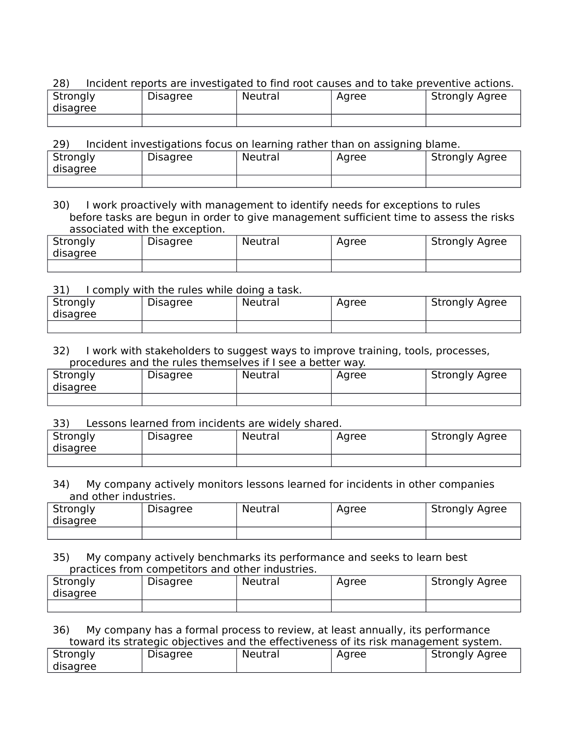28) Incident reports are investigated to find root causes and to take preventive actions.

| Strongly disagree | Disagree | Neutral | Agree | Strongly Agree |
|---|---|---|---|---|
| | | | | |

29) Incident investigations focus on learning rather than on assigning blame.

| Strongly disagree | Disagree | Neutral | Agree | Strongly Agree |
|---|---|---|---|---|
| | | | | |

30) I work proactively with management to identify needs for exceptions to rules before tasks are begun in order to give management sufficient time to assess the risks associated with the exception.

| Strongly disagree | Disagree | Neutral | Agree | Strongly Agree |
|---|---|---|---|---|
| | | | | |

31) I comply with the rules while doing a task.

| Strongly disagree | Disagree | Neutral | Agree | Strongly Agree |
|---|---|---|---|---|
| | | | | |

32) I work with stakeholders to suggest ways to improve training, tools, processes, procedures and the rules themselves if I see a better way.

| Strongly disagree | Disagree | Neutral | Agree | Strongly Agree |
|---|---|---|---|---|
| | | | | |

33) Lessons learned from incidents are widely shared.

| Strongly disagree | Disagree | Neutral | Agree | Strongly Agree |
|---|---|---|---|---|
| | | | | |

34) My company actively monitors lessons learned for incidents in other companies and other industries.

| Strongly disagree | Disagree | Neutral | Agree | Strongly Agree |
|---|---|---|---|---|
| | | | | |

35) My company actively benchmarks its performance and seeks to learn best practices from competitors and other industries.

| Strongly disagree | Disagree | Neutral | Agree | Strongly Agree |
|---|---|---|---|---|
| | | | | |

36) My company has a formal process to review, at least annually, its performance toward its strategic objectives and the effectiveness of its risk management system.

| Strongly disagree | Disagree | Neutral | Agree | Strongly Agree |
|---|---|---|---|---|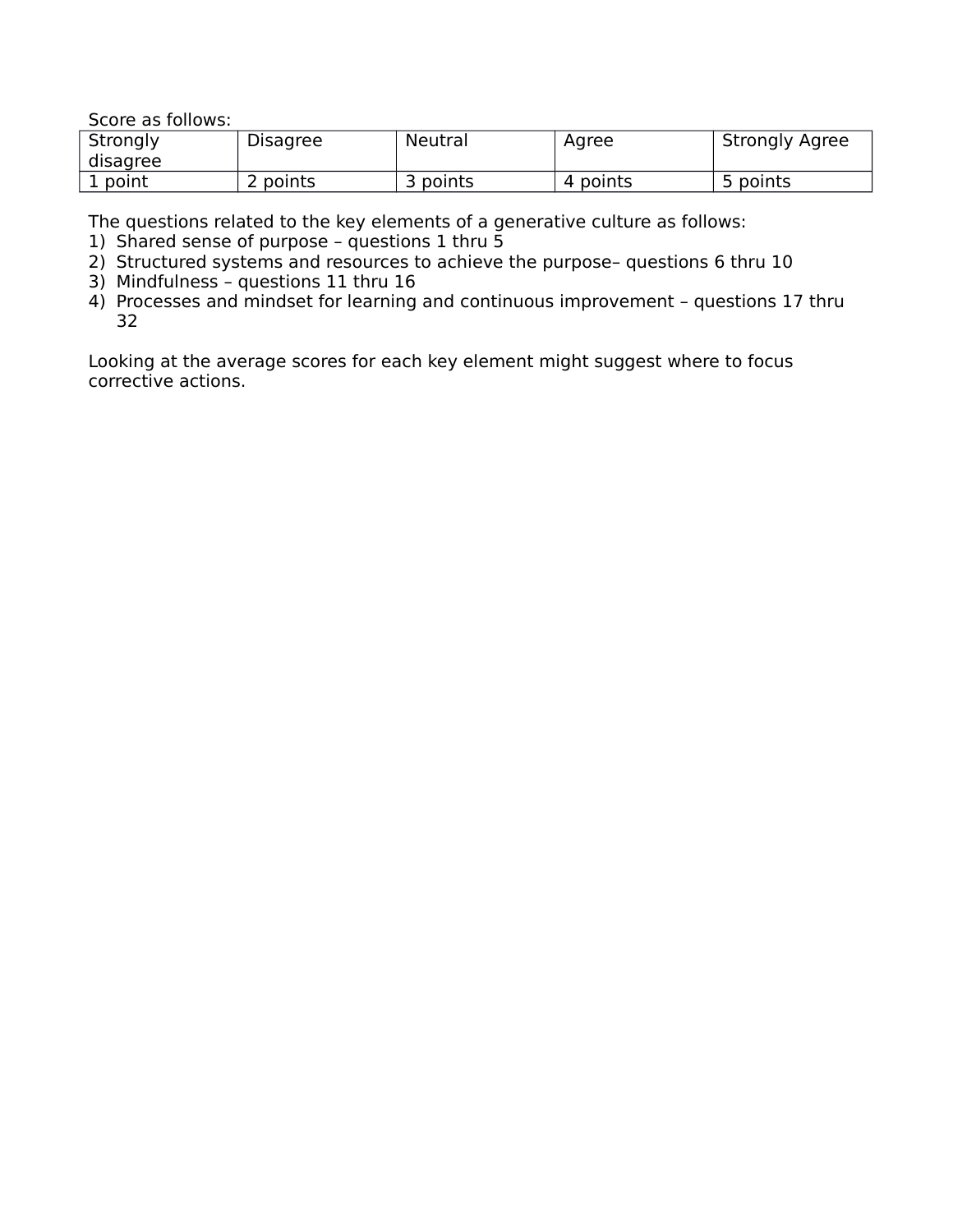Score as follows:

| Strongly disagree | Disagree | Neutral | Agree | Strongly Agree |
|---|---|---|---|---|
| 1 point | 2 points | 3 points | 4 points | 5 points |

The questions related to the key elements of a generative culture as follows:

1) Shared sense of purpose – questions 1 thru 5
2) Structured systems and resources to achieve the purpose– questions 6 thru 10
3) Mindfulness – questions 11 thru 16
4) Processes and mindset for learning and continuous improvement – questions 17 thru 32

Looking at the average scores for each key element might suggest where to focus corrective actions.